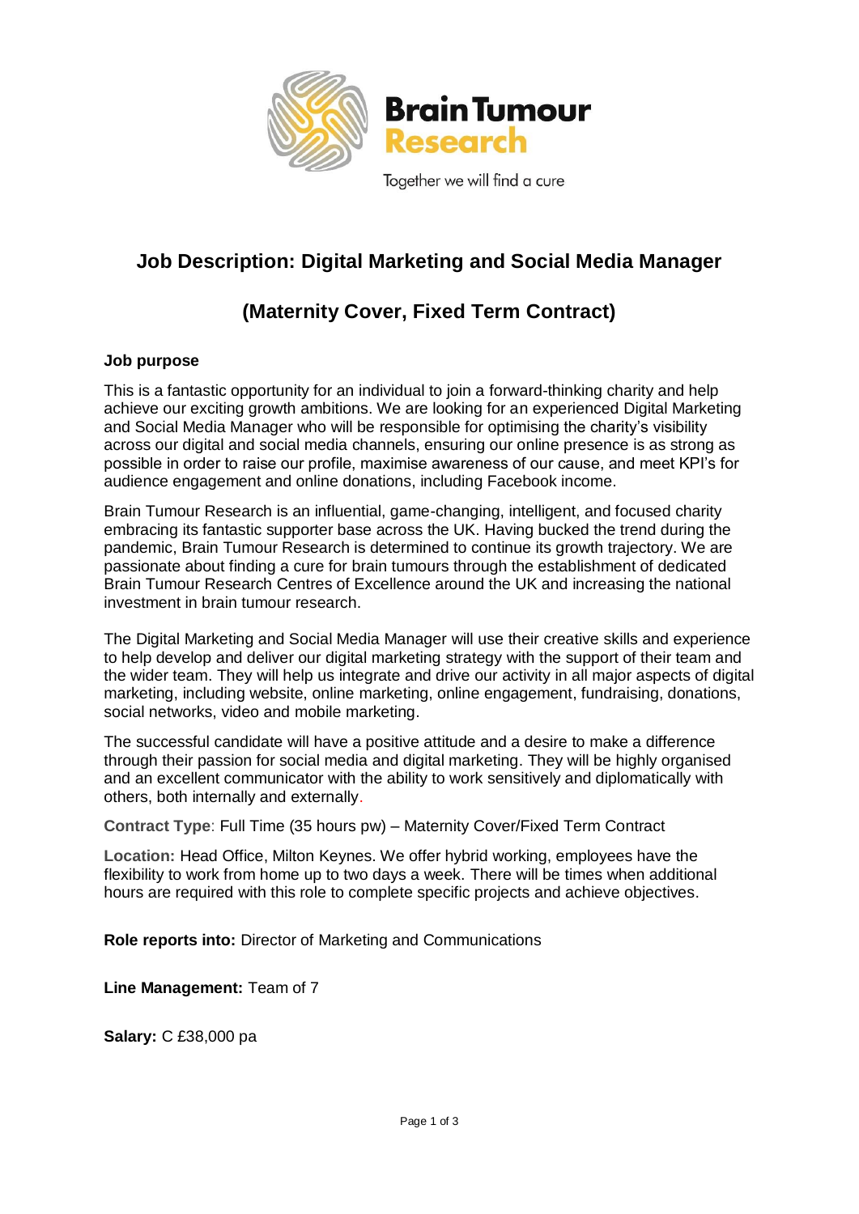Brain Tumour Research

Together we will find a cure

# Job Description: Digital Marketing and Social Media Manager

# (Maternity Cover, Fixed Term Contract)

**Job purpose**

This is a fantastic opportunity for an individual to join a forward-thinking charity and help achieve our exciting growth ambitions. We are looking for an experienced Digital Marketing and Social Media Manager who will be responsible for optimising the charity's visibility across our digital and social media channels, ensuring our online presence is as strong as possible in order to raise our profile, maximise awareness of our cause, and meet KPI's for audience engagement and online donations, including Facebook income.

Brain Tumour Research is an influential, game-changing, intelligent, and focused charity embracing its fantastic supporter base across the UK. Having bucked the trend during the pandemic, Brain Tumour Research is determined to continue its growth trajectory. We are passionate about finding a cure for brain tumours through the establishment of dedicated Brain Tumour Research Centres of Excellence around the UK and increasing the national investment in brain tumour research.

The Digital Marketing and Social Media Manager will use their creative skills and experience to help develop and deliver our digital marketing strategy with the support of their team and the wider team. They will help us integrate and drive our activity in all major aspects of digital marketing, including website, online marketing, online engagement, fundraising, donations, social networks, video and mobile marketing.

The successful candidate will have a positive attitude and a desire to make a difference through their passion for social media and digital marketing. They will be highly organised and an excellent communicator with the ability to work sensitively and diplomatically with others, both internally and externally.

**Contract Type**: Full Time (35 hours pw) – Maternity Cover/Fixed Term Contract

**Location:** Head Office, Milton Keynes. We offer hybrid working, employees have the flexibility to work from home up to two days a week. There will be times when additional hours are required with this role to complete specific projects and achieve objectives.

**Role reports into:** Director of Marketing and Communications

**Line Management:** Team of 7

**Salary:** C £38,000 pa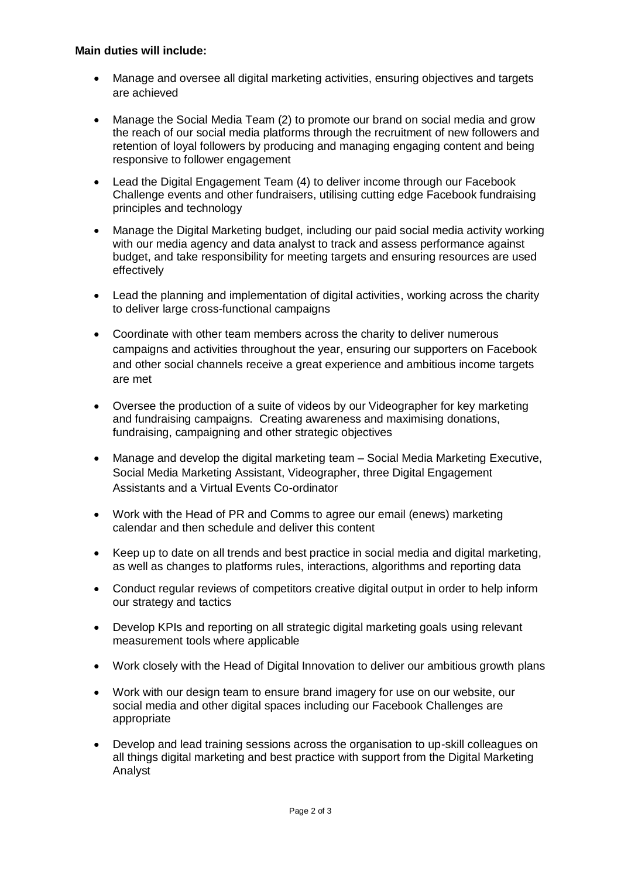**Main duties will include:**

- Manage and oversee all digital marketing activities, ensuring objectives and targets are achieved
- Manage the Social Media Team (2) to promote our brand on social media and grow the reach of our social media platforms through the recruitment of new followers and retention of loyal followers by producing and managing engaging content and being responsive to follower engagement
- Lead the Digital Engagement Team (4) to deliver income through our Facebook Challenge events and other fundraisers, utilising cutting edge Facebook fundraising principles and technology
- Manage the Digital Marketing budget, including our paid social media activity working with our media agency and data analyst to track and assess performance against budget, and take responsibility for meeting targets and ensuring resources are used effectively
- Lead the planning and implementation of digital activities, working across the charity to deliver large cross-functional campaigns
- Coordinate with other team members across the charity to deliver numerous campaigns and activities throughout the year, ensuring our supporters on Facebook and other social channels receive a great experience and ambitious income targets are met
- Oversee the production of a suite of videos by our Videographer for key marketing and fundraising campaigns. Creating awareness and maximising donations, fundraising, campaigning and other strategic objectives
- Manage and develop the digital marketing team – Social Media Marketing Executive, Social Media Marketing Assistant, Videographer, three Digital Engagement Assistants and a Virtual Events Co-ordinator
- Work with the Head of PR and Comms to agree our email (enews) marketing calendar and then schedule and deliver this content
- Keep up to date on all trends and best practice in social media and digital marketing, as well as changes to platforms rules, interactions, algorithms and reporting data
- Conduct regular reviews of competitors creative digital output in order to help inform our strategy and tactics
- Develop KPIs and reporting on all strategic digital marketing goals using relevant measurement tools where applicable
- Work closely with the Head of Digital Innovation to deliver our ambitious growth plans
- Work with our design team to ensure brand imagery for use on our website, our social media and other digital spaces including our Facebook Challenges are appropriate
- Develop and lead training sessions across the organisation to up-skill colleagues on all things digital marketing and best practice with support from the Digital Marketing Analyst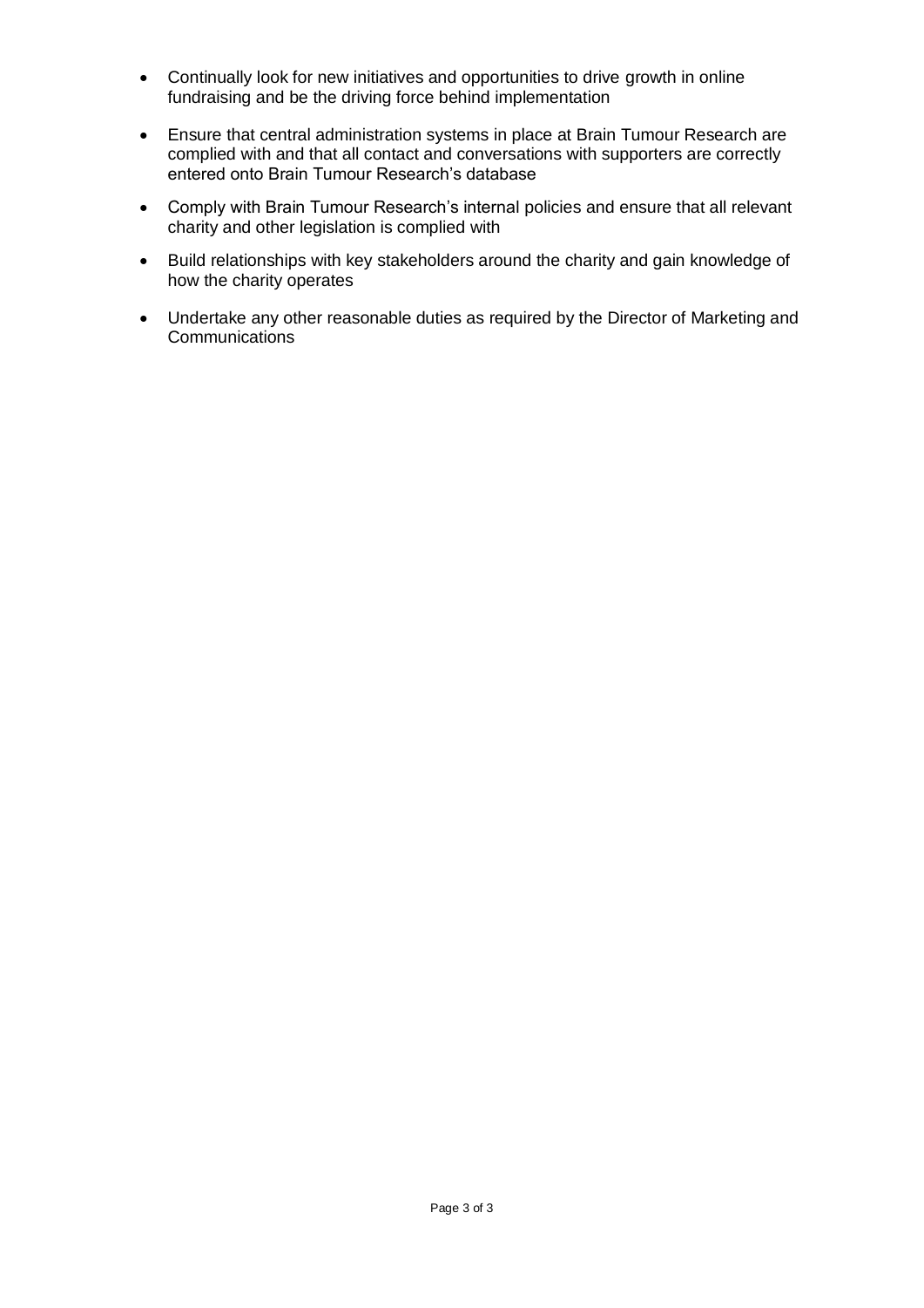- Continually look for new initiatives and opportunities to drive growth in online fundraising and be the driving force behind implementation
- Ensure that central administration systems in place at Brain Tumour Research are complied with and that all contact and conversations with supporters are correctly entered onto Brain Tumour Research's database
- Comply with Brain Tumour Research's internal policies and ensure that all relevant charity and other legislation is complied with
- Build relationships with key stakeholders around the charity and gain knowledge of how the charity operates
- Undertake any other reasonable duties as required by the Director of Marketing and Communications